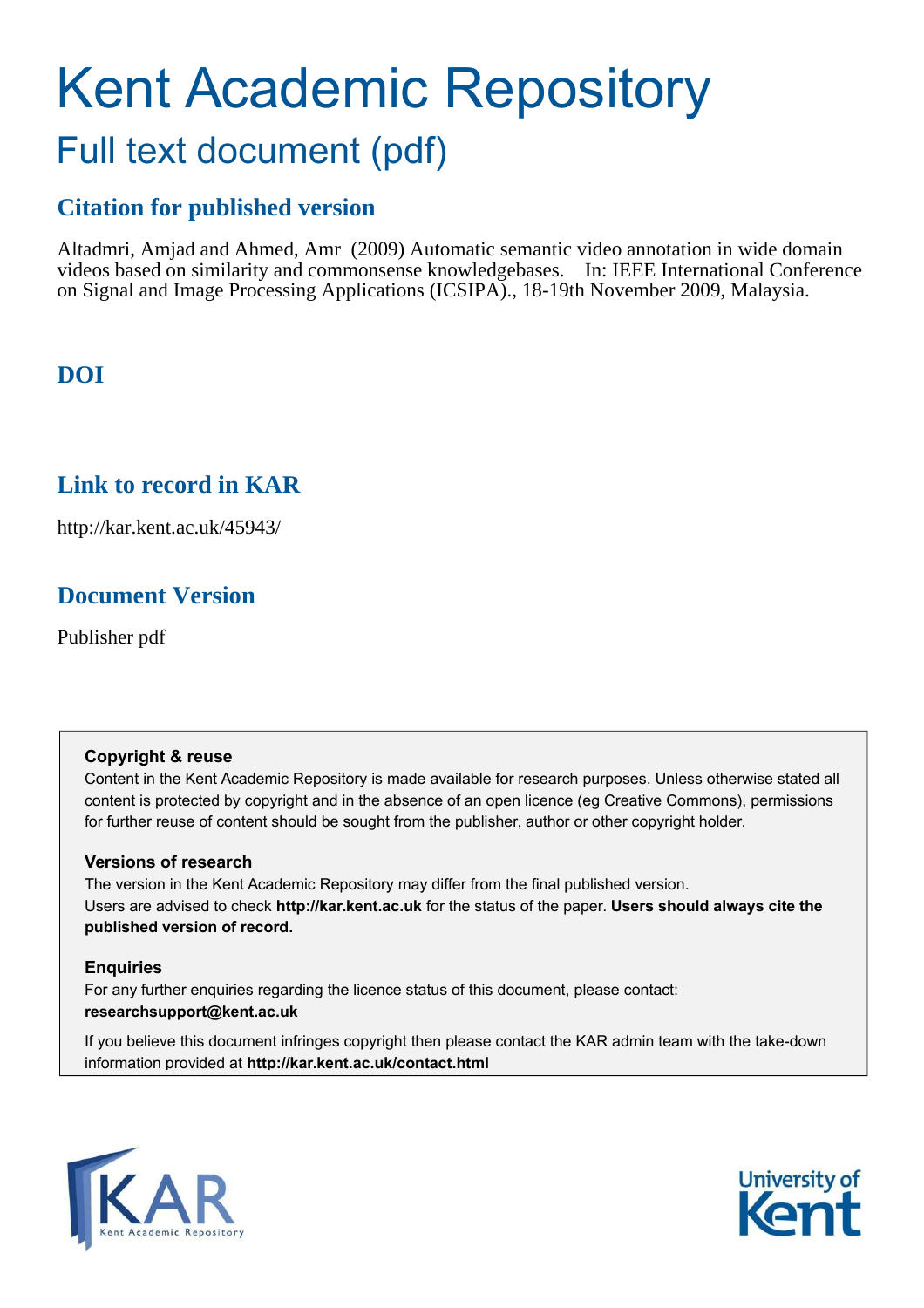# Kent Academic Repository

## Full text document (pdf)

### Citation for published version

Altadmri, Amjad and Ahmed, Amr (2009) Automatic semantic video annotation in wide domain videos based on similarity and commonsense knowledgebases. In: IEEE International Conference on Signal and Image Processing Applications (ICSIPA)., 18-19th November 2009, Malaysia.

### DOI

### Link to record in KAR

http://kar.kent.ac.uk/45943/

### Document Version

Publisher pdf

**Copyright & reuse**

Content in the Kent Academic Repository is made available for research purposes. Unless otherwise stated all content is protected by copyright and in the absence of an open licence (eg Creative Commons), permissions for further reuse of content should be sought from the publisher, author or other copyright holder.

**Versions of research**

The version in the Kent Academic Repository may differ from the final published version. Users are advised to check **http://kar.kent.ac.uk** for the status of the paper. **Users should always cite the published version of record.**

**Enquiries**

For any further enquiries regarding the licence status of this document, please contact: **researchsupport@kent.ac.uk**

If you believe this document infringes copyright then please contact the KAR admin team with the take-down information provided at **http://kar.kent.ac.uk/contact.html**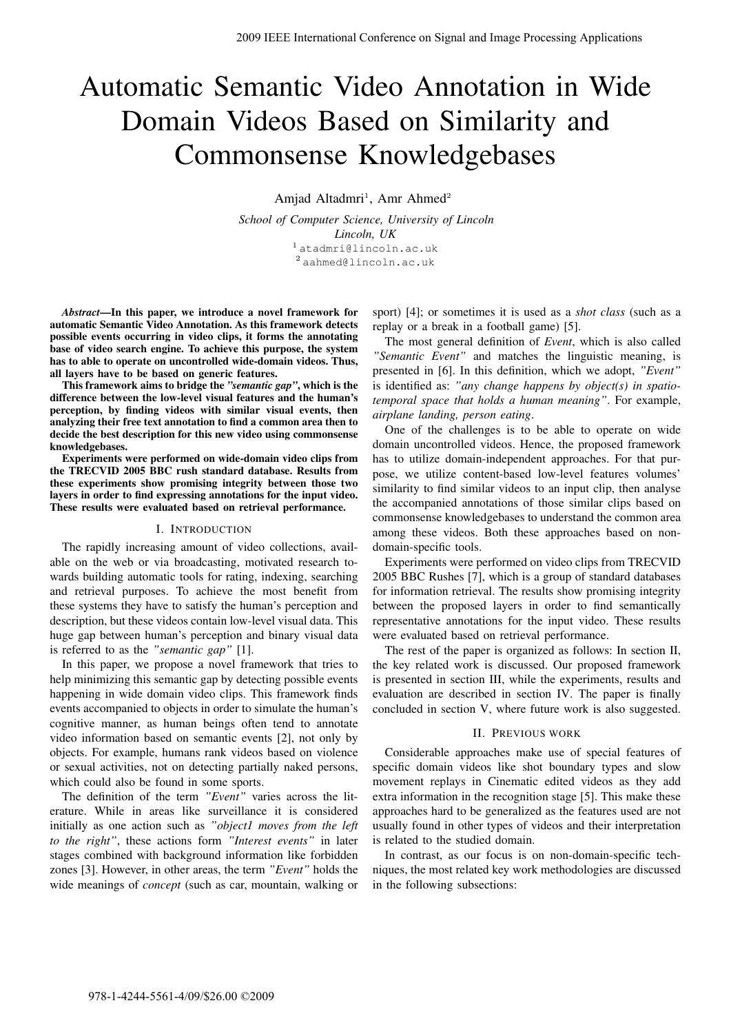# Automatic Semantic Video Annotation in Wide Domain Videos Based on Similarity and Commonsense Knowledgebases

Amjad Altadmri[1], Amr Ahmed[2]

*School of Computer Science, University of Lincoln*
*Lincoln, UK*
[1] atadmri@lincoln.ac.uk
[2] aahmed@lincoln.ac.uk

***Abstract*—In this paper, we introduce a novel framework for automatic Semantic Video Annotation. As this framework detects possible events occurring in video clips, it forms the annotating base of video search engine. To achieve this purpose, the system has to able to operate on uncontrolled wide-domain videos. Thus, all layers have to be based on generic features.**

**This framework aims to bridge the *"semantic gap"*, which is the difference between the low-level visual features and the human's perception, by finding videos with similar visual events, then analyzing their free text annotation to find a common area then to decide the best description for this new video using commonsense knowledgebases.**

**Experiments were performed on wide-domain video clips from the TRECVID 2005 BBC rush standard database. Results from these experiments show promising integrity between those two layers in order to find expressing annotations for the input video. These results were evaluated based on retrieval performance.**

## I. Introduction

The rapidly increasing amount of video collections, available on the web or via broadcasting, motivated research towards building automatic tools for rating, indexing, searching and retrieval purposes. To achieve the most benefit from these systems they have to satisfy the human's perception and description, but these videos contain low-level visual data. This huge gap between human's perception and binary visual data is referred to as the *"semantic gap"* [1].

In this paper, we propose a novel framework that tries to help minimizing this semantic gap by detecting possible events happening in wide domain video clips. This framework finds events accompanied to objects in order to simulate the human's cognitive manner, as human beings often tend to annotate video information based on semantic events [2], not only by objects. For example, humans rank videos based on violence or sexual activities, not on detecting partially naked persons, which could also be found in some sports.

The definition of the term *"Event"* varies across the literature. While in areas like surveillance it is considered initially as one action such as *"object1 moves from the left to the right"*, these actions form *"Interest events"* in later stages combined with background information like forbidden zones [3]. However, in other areas, the term *"Event"* holds the wide meanings of *concept* (such as car, mountain, walking or sport) [4]; or sometimes it is used as a *shot class* (such as a replay or a break in a football game) [5].

The most general definition of *Event*, which is also called *"Semantic Event"* and matches the linguistic meaning, is presented in [6]. In this definition, which we adopt, *"Event"* is identified as: *"any change happens by object(s) in spatio-temporal space that holds a human meaning"*. For example, *airplane landing, person eating*.

One of the challenges is to be able to operate on wide domain uncontrolled videos. Hence, the proposed framework has to utilize domain-independent approaches. For that purpose, we utilize content-based low-level features volumes' similarity to find similar videos to an input clip, then analyse the accompanied annotations of those similar clips based on commonsense knowledgebases to understand the common area among these videos. Both these approaches based on non-domain-specific tools.

Experiments were performed on video clips from TRECVID 2005 BBC Rushes [7], which is a group of standard databases for information retrieval. The results show promising integrity between the proposed layers in order to find semantically representative annotations for the input video. These results were evaluated based on retrieval performance.

The rest of the paper is organized as follows: In section II, the key related work is discussed. Our proposed framework is presented in section III, while the experiments, results and evaluation are described in section IV. The paper is finally concluded in section V, where future work is also suggested.

## II. Previous work

Considerable approaches make use of special features of specific domain videos like shot boundary types and slow movement replays in Cinematic edited videos as they add extra information in the recognition stage [5]. This make these approaches hard to be generalized as the features used are not usually found in other types of videos and their interpretation is related to the studied domain.

In contrast, as our focus is on non-domain-specific techniques, the most related key work methodologies are discussed in the following subsections:

978-1-4244-5561-4/09/$26.00 ©2009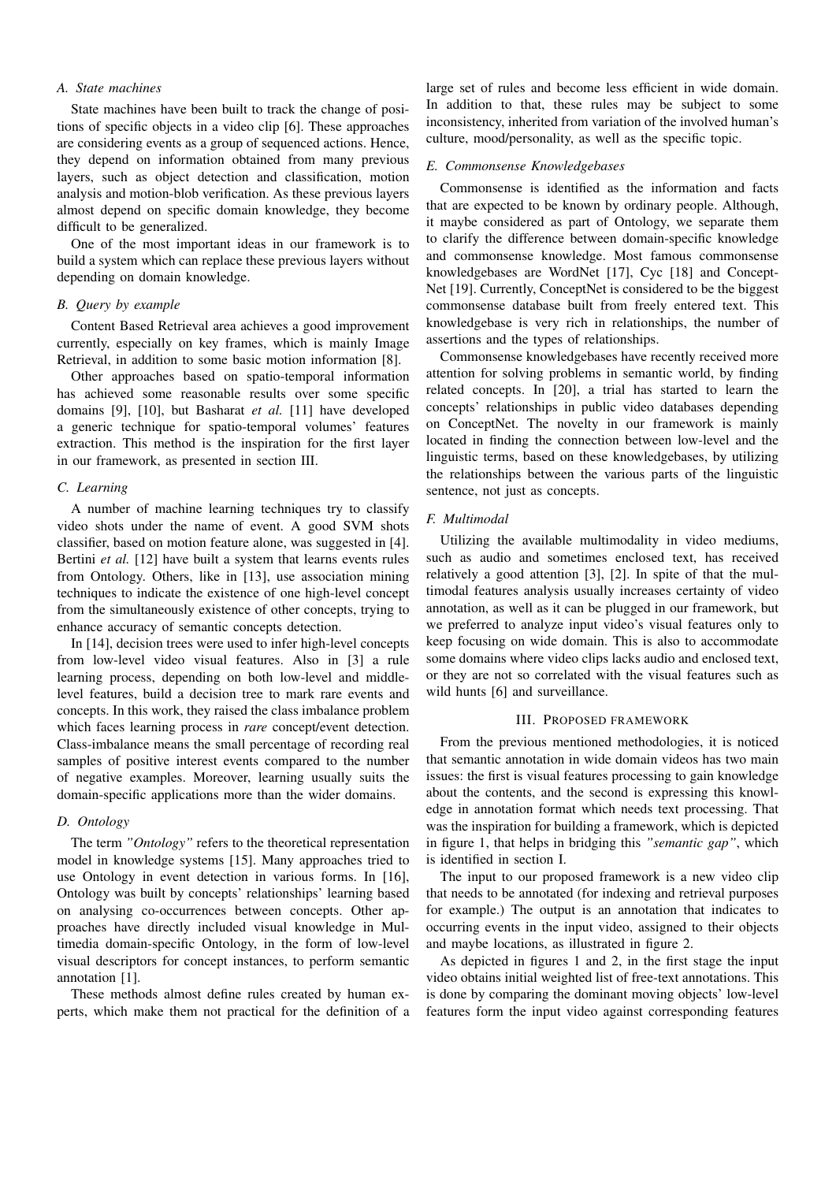### A. State machines

State machines have been built to track the change of positions of specific objects in a video clip [6]. These approaches are considering events as a group of sequenced actions. Hence, they depend on information obtained from many previous layers, such as object detection and classification, motion analysis and motion-blob verification. As these previous layers almost depend on specific domain knowledge, they become difficult to be generalized.

One of the most important ideas in our framework is to build a system which can replace these previous layers without depending on domain knowledge.

### B. Query by example

Content Based Retrieval area achieves a good improvement currently, especially on key frames, which is mainly Image Retrieval, in addition to some basic motion information [8].

Other approaches based on spatio-temporal information has achieved some reasonable results over some specific domains [9], [10], but Basharat *et al.* [11] have developed a generic technique for spatio-temporal volumes' features extraction. This method is the inspiration for the first layer in our framework, as presented in section III.

### C. Learning

A number of machine learning techniques try to classify video shots under the name of event. A good SVM shots classifier, based on motion feature alone, was suggested in [4]. Bertini *et al.* [12] have built a system that learns events rules from Ontology. Others, like in [13], use association mining techniques to indicate the existence of one high-level concept from the simultaneously existence of other concepts, trying to enhance accuracy of semantic concepts detection.

In [14], decision trees were used to infer high-level concepts from low-level video visual features. Also in [3] a rule learning process, depending on both low-level and middle-level features, build a decision tree to mark rare events and concepts. In this work, they raised the class imbalance problem which faces learning process in *rare* concept/event detection. Class-imbalance means the small percentage of recording real samples of positive interest events compared to the number of negative examples. Moreover, learning usually suits the domain-specific applications more than the wider domains.

### D. Ontology

The term *"Ontology"* refers to the theoretical representation model in knowledge systems [15]. Many approaches tried to use Ontology in event detection in various forms. In [16], Ontology was built by concepts' relationships' learning based on analysing co-occurrences between concepts. Other approaches have directly included visual knowledge in Multimedia domain-specific Ontology, in the form of low-level visual descriptors for concept instances, to perform semantic annotation [1].

These methods almost define rules created by human experts, which make them not practical for the definition of a large set of rules and become less efficient in wide domain. In addition to that, these rules may be subject to some inconsistency, inherited from variation of the involved human's culture, mood/personality, as well as the specific topic.

### E. Commonsense Knowledgebases

Commonsense is identified as the information and facts that are expected to be known by ordinary people. Although, it maybe considered as part of Ontology, we separate them to clarify the difference between domain-specific knowledge and commonsense knowledge. Most famous commonsense knowledgebases are WordNet [17], Cyc [18] and ConceptNet [19]. Currently, ConceptNet is considered to be the biggest commonsense database built from freely entered text. This knowledgebase is very rich in relationships, the number of assertions and the types of relationships.

Commonsense knowledgebases have recently received more attention for solving problems in semantic world, by finding related concepts. In [20], a trial has started to learn the concepts' relationships in public video databases depending on ConceptNet. The novelty in our framework is mainly located in finding the connection between low-level and the linguistic terms, based on these knowledgebases, by utilizing the relationships between the various parts of the linguistic sentence, not just as concepts.

### F. Multimodal

Utilizing the available multimodality in video mediums, such as audio and sometimes enclosed text, has received relatively a good attention [3], [2]. In spite of that the multimodal features analysis usually increases certainty of video annotation, as well as it can be plugged in our framework, but we preferred to analyze input video's visual features only to keep focusing on wide domain. This is also to accommodate some domains where video clips lacks audio and enclosed text, or they are not so correlated with the visual features such as wild hunts [6] and surveillance.

## III. Proposed framework

From the previous mentioned methodologies, it is noticed that semantic annotation in wide domain videos has two main issues: the first is visual features processing to gain knowledge about the contents, and the second is expressing this knowledge in annotation format which needs text processing. That was the inspiration for building a framework, which is depicted in figure 1, that helps in bridging this *"semantic gap"*, which is identified in section I.

The input to our proposed framework is a new video clip that needs to be annotated (for indexing and retrieval purposes for example.) The output is an annotation that indicates to occurring events in the input video, assigned to their objects and maybe locations, as illustrated in figure 2.

As depicted in figures 1 and 2, in the first stage the input video obtains initial weighted list of free-text annotations. This is done by comparing the dominant moving objects' low-level features form the input video against corresponding features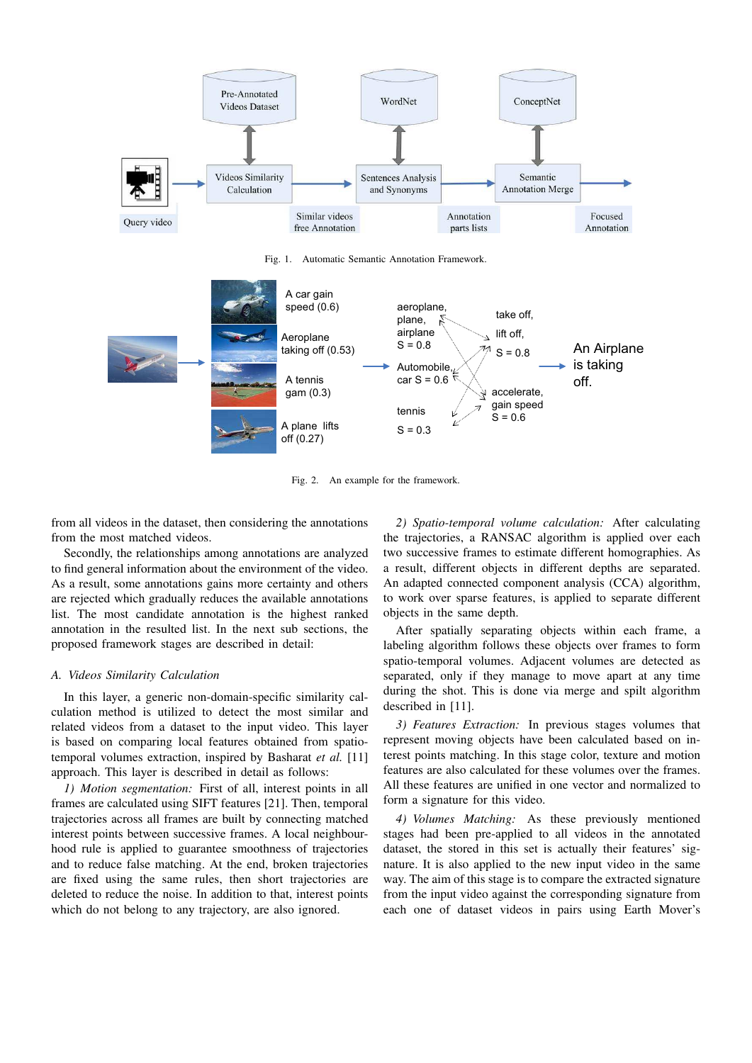Fig. 1. Automatic Semantic Annotation Framework.

Fig. 2. An example for the framework.

from all videos in the dataset, then considering the annotations from the most matched videos.

Secondly, the relationships among annotations are analyzed to find general information about the environment of the video. As a result, some annotations gains more certainty and others are rejected which gradually reduces the available annotations list. The most candidate annotation is the highest ranked annotation in the resulted list. In the next sub sections, the proposed framework stages are described in detail:

### A. Videos Similarity Calculation

In this layer, a generic non-domain-specific similarity calculation method is utilized to detect the most similar and related videos from a dataset to the input video. This layer is based on comparing local features obtained from spatio-temporal volumes extraction, inspired by Basharat *et al.* [11] approach. This layer is described in detail as follows:

*1) Motion segmentation:* First of all, interest points in all frames are calculated using SIFT features [21]. Then, temporal trajectories across all frames are built by connecting matched interest points between successive frames. A local neighbourhood rule is applied to guarantee smoothness of trajectories and to reduce false matching. At the end, broken trajectories are fixed using the same rules, then short trajectories are deleted to reduce the noise. In addition to that, interest points which do not belong to any trajectory, are also ignored.

*2) Spatio-temporal volume calculation:* After calculating the trajectories, a RANSAC algorithm is applied over each two successive frames to estimate different homographies. As a result, different objects in different depths are separated. An adapted connected component analysis (CCA) algorithm, to work over sparse features, is applied to separate different objects in the same depth.

After spatially separating objects within each frame, a labeling algorithm follows these objects over frames to form spatio-temporal volumes. Adjacent volumes are detected as separated, only if they manage to move apart at any time during the shot. This is done via merge and spilt algorithm described in [11].

*3) Features Extraction:* In previous stages volumes that represent moving objects have been calculated based on interest points matching. In this stage color, texture and motion features are also calculated for these volumes over the frames. All these features are unified in one vector and normalized to form a signature for this video.

*4) Volumes Matching:* As these previously mentioned stages had been pre-applied to all videos in the annotated dataset, the stored in this set is actually their features' signature. It is also applied to the new input video in the same way. The aim of this stage is to compare the extracted signature from the input video against the corresponding signature from each one of dataset videos in pairs using Earth Mover's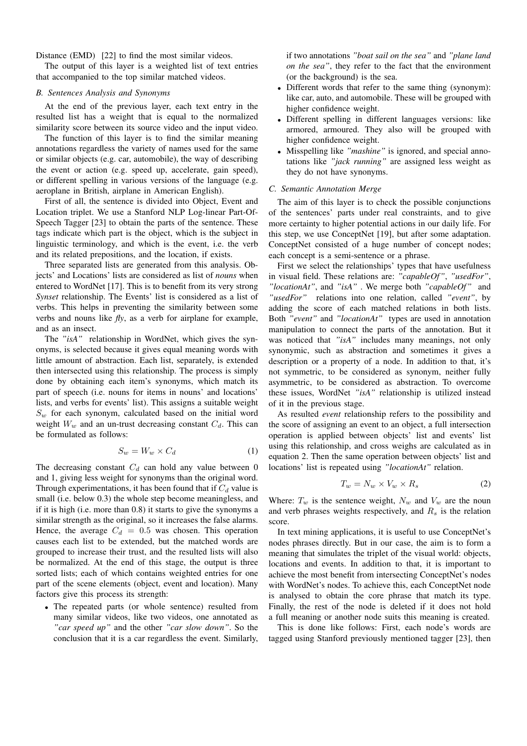Distance (EMD) [22] to find the most similar videos.

The output of this layer is a weighted list of text entries that accompanied to the top similar matched videos.

### B. Sentences Analysis and Synonyms

At the end of the previous layer, each text entry in the resulted list has a weight that is equal to the normalized similarity score between its source video and the input video.

The function of this layer is to find the similar meaning annotations regardless the variety of names used for the same or similar objects (e.g. car, automobile), the way of describing the event or action (e.g. speed up, accelerate, gain speed), or different spelling in various versions of the language (e.g. aeroplane in British, airplane in American English).

First of all, the sentence is divided into Object, Event and Location triplet. We use a Stanford NLP Log-linear Part-Of-Speech Tagger [23] to obtain the parts of the sentence. These tags indicate which part is the object, which is the subject in linguistic terminology, and which is the event, i.e. the verb and its related prepositions, and the location, if exists.

Three separated lists are generated from this analysis. Objects' and Locations' lists are considered as list of *nouns* when entered to WordNet [17]. This is to benefit from its very strong *Synset* relationship. The Events' list is considered as a list of verbs. This helps in preventing the similarity between some verbs and nouns like *fly*, as a verb for airplane for example, and as an insect.

The *"isA"* relationship in WordNet, which gives the synonyms, is selected because it gives equal meaning words with little amount of abstraction. Each list, separately, is extended then intersected using this relationship. The process is simply done by obtaining each item's synonyms, which match its part of speech (i.e. nouns for items in nouns' and locations' lists, and verbs for events' list). This assigns a suitable weight $S_w$ for each synonym, calculated based on the initial word weight $W_w$ and an un-trust decreasing constant $C_d$. This can be formulated as follows:

$$S_w = W_w \times C_d \tag{1}$$

The decreasing constant $C_d$ can hold any value between 0 and 1, giving less weight for synonyms than the original word. Through experimentations, it has been found that if $C_d$ value is small (i.e. below 0.3) the whole step become meaningless, and if it is high (i.e. more than 0.8) it starts to give the synonyms a similar strength as the original, so it increases the false alarms. Hence, the average $C_d = 0.5$ was chosen. This operation causes each list to be extended, but the matched words are grouped to increase their trust, and the resulted lists will also be normalized. At the end of this stage, the output is three sorted lists; each of which contains weighted entries for one part of the scene elements (object, event and location). Many factors give this process its strength:

- The repeated parts (or whole sentence) resulted from many similar videos, like two videos, one annotated as *"car speed up"* and the other *"car slow down"*. So the conclusion that it is a car regardless the event. Similarly, if two annotations *"boat sail on the sea"* and *"plane land on the sea"*, they refer to the fact that the environment (or the background) is the sea.
- Different words that refer to the same thing (synonym): like car, auto, and automobile. These will be grouped with higher confidence weight.
- Different spelling in different languages versions: like armored, armoured. They also will be grouped with higher confidence weight.
- Misspelling like *"mashine"* is ignored, and special annotations like *"jack running"* are assigned less weight as they do not have synonyms.

### C. Semantic Annotation Merge

The aim of this layer is to check the possible conjunctions of the sentences' parts under real constraints, and to give more certainty to higher potential actions in our daily life. For this step, we use ConceptNet [19], but after some adaptation. ConceptNet consisted of a huge number of concept nodes; each concept is a semi-sentence or a phrase.

First we select the relationships' types that have usefulness in visual field. These relations are: *"capableOf"*, *"usedFor"*, *"locationAt"*, and *"isA"* . We merge both *"capableOf"* and *"usedFor"* relations into one relation, called *"event"*, by adding the score of each matched relations in both lists. Both *"event"* and *"locationAt"* types are used in annotation manipulation to connect the parts of the annotation. But it was noticed that *"isA"* includes many meanings, not only synonymic, such as abstraction and sometimes it gives a description or a property of a node. In addition to that, it's not symmetric, to be considered as synonym, neither fully asymmetric, to be considered as abstraction. To overcome these issues, WordNet *"isA"* relationship is utilized instead of it in the previous stage.

As resulted *event* relationship refers to the possibility and the score of assigning an event to an object, a full intersection operation is applied between objects' list and events' list using this relationship, and cross weighs are calculated as in equation 2. Then the same operation between objects' list and locations' list is repeated using *"locationAt"* relation.

$$T_w = N_w \times V_w \times R_s \tag{2}$$

Where: $T_w$ is the sentence weight, $N_w$ and $V_w$ are the noun and verb phrases weights respectively, and $R_s$ is the relation score.

In text mining applications, it is useful to use ConceptNet's nodes phrases directly. But in our case, the aim is to form a meaning that simulates the triplet of the visual world: objects, locations and events. In addition to that, it is important to achieve the most benefit from intersecting ConceptNet's nodes with WordNet's nodes. To achieve this, each ConceptNet node is analysed to obtain the core phrase that match its type. Finally, the rest of the node is deleted if it does not hold a full meaning or another node suits this meaning is created.

This is done like follows: First, each node's words are tagged using Stanford previously mentioned tagger [23], then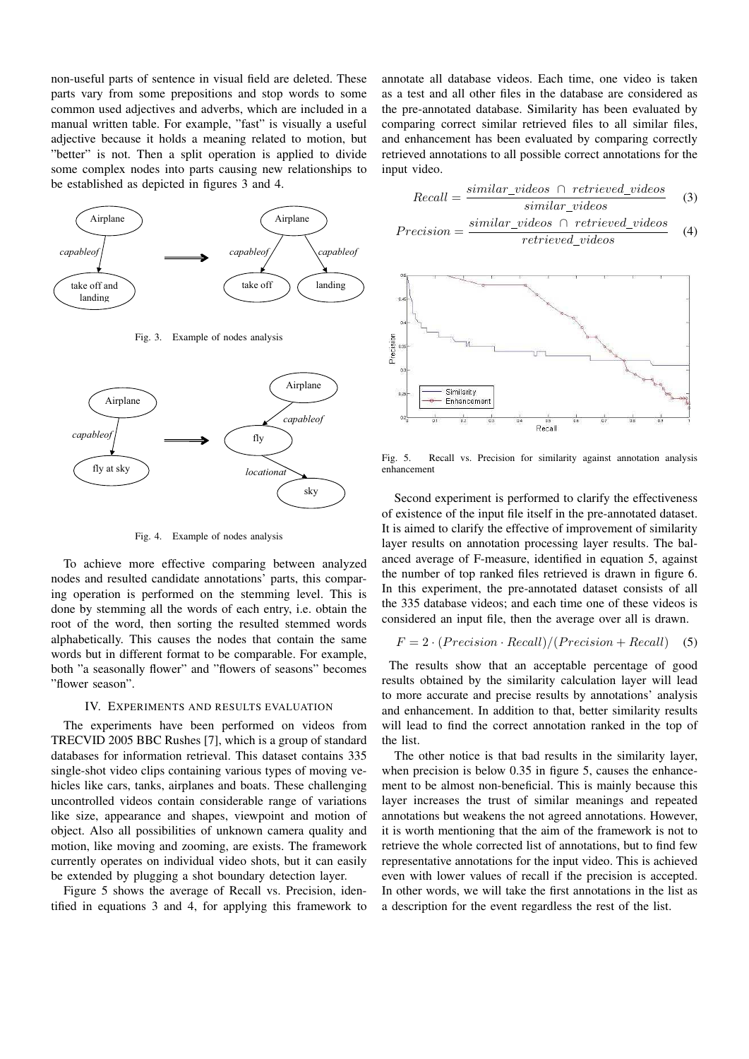non-useful parts of sentence in visual field are deleted. These parts vary from some prepositions and stop words to some common used adjectives and adverbs, which are included in a manual written table. For example, "fast" is visually a useful adjective because it holds a meaning related to motion, but "better" is not. Then a split operation is applied to divide some complex nodes into parts causing new relationships to be established as depicted in figures 3 and 4.

Fig. 3. Example of nodes analysis

Fig. 4. Example of nodes analysis

To achieve more effective comparing between analyzed nodes and resulted candidate annotations' parts, this comparing operation is performed on the stemming level. This is done by stemming all the words of each entry, i.e. obtain the root of the word, then sorting the resulted stemmed words alphabetically. This causes the nodes that contain the same words but in different format to be comparable. For example, both "a seasonally flower" and "flowers of seasons" becomes "flower season".

## IV. Experiments and results evaluation

The experiments have been performed on videos from TRECVID 2005 BBC Rushes [7], which is a group of standard databases for information retrieval. This dataset contains 335 single-shot video clips containing various types of moving vehicles like cars, tanks, airplanes and boats. These challenging uncontrolled videos contain considerable range of variations like size, appearance and shapes, viewpoint and motion of object. Also all possibilities of unknown camera quality and motion, like moving and zooming, are exists. The framework currently operates on individual video shots, but it can easily be extended by plugging a shot boundary detection layer.

Figure 5 shows the average of Recall vs. Precision, identified in equations 3 and 4, for applying this framework to annotate all database videos. Each time, one video is taken as a test and all other files in the database are considered as the pre-annotated database. Similarity has been evaluated by comparing correct similar retrieved files to all similar files, and enhancement has been evaluated by comparing correctly retrieved annotations to all possible correct annotations for the input video.

$$Recall = \frac{similar\_videos \, \cap \, retrieved\_videos}{similar\_videos} \quad (3)$$

$$Precision = \frac{similar\_videos \, \cap \, retrieved\_videos}{retrieved\_videos} \quad (4)$$

Fig. 5. Recall vs. Precision for similarity against annotation analysis enhancement

Second experiment is performed to clarify the effectiveness of existence of the input file itself in the pre-annotated dataset. It is aimed to clarify the effective of improvement of similarity layer results on annotation processing layer results. The balanced average of F-measure, identified in equation 5, against the number of top ranked files retrieved is drawn in figure 6. In this experiment, the pre-annotated dataset consists of all the 335 database videos; and each time one of these videos is considered an input file, then the average over all is drawn.

$$F = 2 \cdot (Precision \cdot Recall)/(Precision + Recall) \quad (5)$$

The results show that an acceptable percentage of good results obtained by the similarity calculation layer will lead to more accurate and precise results by annotations' analysis and enhancement. In addition to that, better similarity results will lead to find the correct annotation ranked in the top of the list.

The other notice is that bad results in the similarity layer, when precision is below 0.35 in figure 5, causes the enhancement to be almost non-beneficial. This is mainly because this layer increases the trust of similar meanings and repeated annotations but weakens the not agreed annotations. However, it is worth mentioning that the aim of the framework is not to retrieve the whole corrected list of annotations, but to find few representative annotations for the input video. This is achieved even with lower values of recall if the precision is accepted. In other words, we will take the first annotations in the list as a description for the event regardless the rest of the list.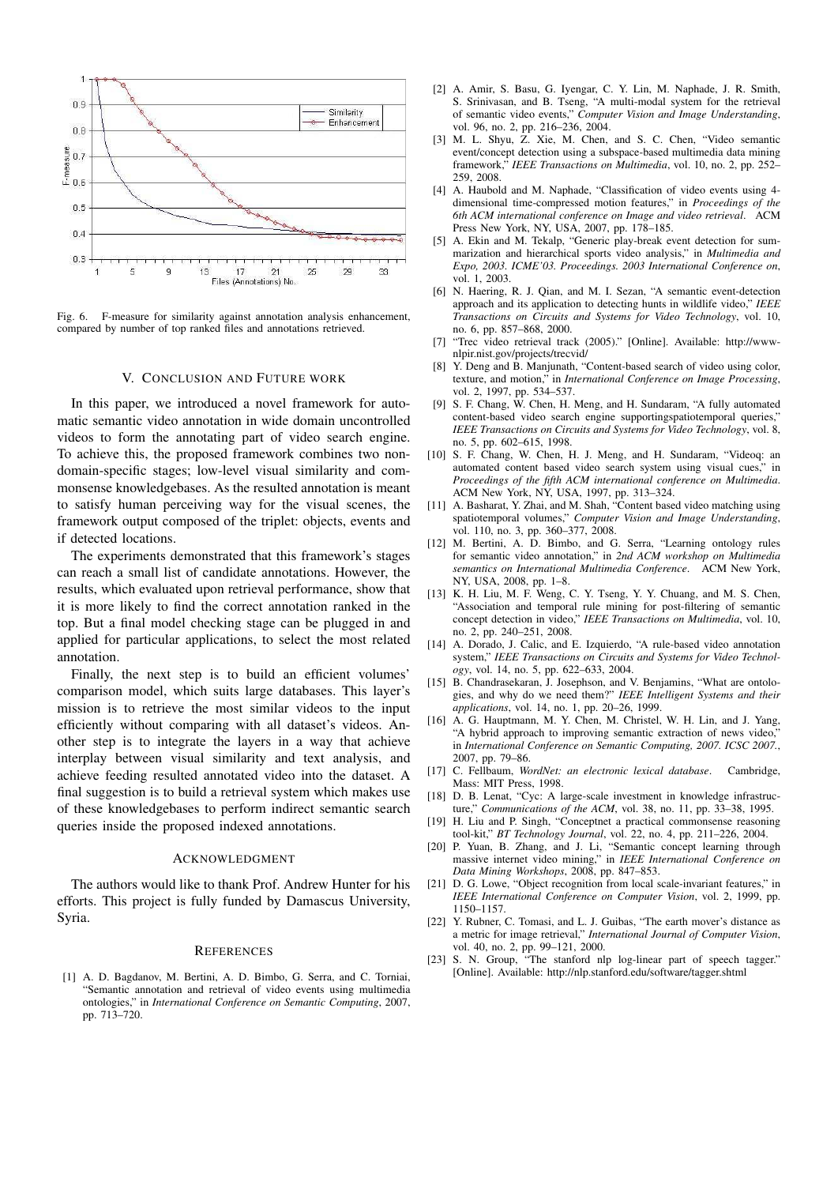1
0.9
0.8
0.7
0.6
0.5
0.4
0.3
F-measure
1 5 9 13 17 21 25 29 33
Files (Annotations) No.
Similarity
Enhancement

Fig. 6. F-measure for similarity against annotation analysis enhancement, compared by number of top ranked files and annotations retrieved.

## V. Conclusion and Future Work

In this paper, we introduced a novel framework for automatic semantic video annotation in wide domain uncontrolled videos to form the annotating part of video search engine. To achieve this, the proposed framework combines two non-domain-specific stages; low-level visual similarity and commonsense knowledgebases. As the resulted annotation is meant to satisfy human perceiving way for the visual scenes, the framework output composed of the triplet: objects, events and if detected locations.

The experiments demonstrated that this framework's stages can reach a small list of candidate annotations. However, the results, which evaluated upon retrieval performance, show that it is more likely to find the correct annotation ranked in the top. But a final model checking stage can be plugged in and applied for particular applications, to select the most related annotation.

Finally, the next step is to build an efficient volumes' comparison model, which suits large databases. This layer's mission is to retrieve the most similar videos to the input efficiently without comparing with all dataset's videos. Another step is to integrate the layers in a way that achieve interplay between visual similarity and text analysis, and achieve feeding resulted annotated video into the dataset. A final suggestion is to build a retrieval system which makes use of these knowledgebases to perform indirect semantic search queries inside the proposed indexed annotations.

## Acknowledgment

The authors would like to thank Prof. Andrew Hunter for his efforts. This project is fully funded by Damascus University, Syria.

## References

[1] A. D. Bagdanov, M. Bertini, A. D. Bimbo, G. Serra, and C. Torniai, "Semantic annotation and retrieval of video events using multimedia ontologies," in *International Conference on Semantic Computing*, 2007, pp. 713–720.

[2] A. Amir, S. Basu, G. Iyengar, C. Y. Lin, M. Naphade, J. R. Smith, S. Srinivasan, and B. Tseng, "A multi-modal system for the retrieval of semantic video events," *Computer Vision and Image Understanding*, vol. 96, no. 2, pp. 216–236, 2004.

[3] M. L. Shyu, Z. Xie, M. Chen, and S. C. Chen, "Video semantic event/concept detection using a subspace-based multimedia data mining framework," *IEEE Transactions on Multimedia*, vol. 10, no. 2, pp. 252–259, 2008.

[4] A. Haubold and M. Naphade, "Classification of video events using 4-dimensional time-compressed motion features," in *Proceedings of the 6th ACM international conference on Image and video retrieval*. ACM Press New York, NY, USA, 2007, pp. 178–185.

[5] A. Ekin and M. Tekalp, "Generic play-break event detection for summarization and hierarchical sports video analysis," in *Multimedia and Expo, 2003. ICME'03. Proceedings. 2003 International Conference on*, vol. 1, 2003.

[6] N. Haering, R. J. Qian, and M. I. Sezan, "A semantic event-detection approach and its application to detecting hunts in wildlife video," *IEEE Transactions on Circuits and Systems for Video Technology*, vol. 10, no. 6, pp. 857–868, 2000.

[7] "Trec video retrieval track (2005)." [Online]. Available: http://www-nlpir.nist.gov/projects/trecvid/

[8] Y. Deng and B. Manjunath, "Content-based search of video using color, texture, and motion," in *International Conference on Image Processing*, vol. 2, 1997, pp. 534–537.

[9] S. F. Chang, W. Chen, H. Meng, and H. Sundaram, "A fully automated content-based video search engine supportingspatiotemporal queries," *IEEE Transactions on Circuits and Systems for Video Technology*, vol. 8, no. 5, pp. 602–615, 1998.

[10] S. F. Chang, W. Chen, H. J. Meng, and H. Sundaram, "Videoq: an automated content based video search system using visual cues," in *Proceedings of the fifth ACM international conference on Multimedia*. ACM New York, NY, USA, 1997, pp. 313–324.

[11] A. Basharat, Y. Zhai, and M. Shah, "Content based video matching using spatiotemporal volumes," *Computer Vision and Image Understanding*, vol. 110, no. 3, pp. 360–377, 2008.

[12] M. Bertini, A. D. Bimbo, and G. Serra, "Learning ontology rules for semantic video annotation," in *2nd ACM workshop on Multimedia semantics on International Multimedia Conference*. ACM New York, NY, USA, 2008, pp. 1–8.

[13] K. H. Liu, M. F. Weng, C. Y. Tseng, Y. Y. Chuang, and M. S. Chen, "Association and temporal rule mining for post-filtering of semantic concept detection in video," *IEEE Transactions on Multimedia*, vol. 10, no. 2, pp. 240–251, 2008.

[14] A. Dorado, J. Calic, and E. Izquierdo, "A rule-based video annotation system," *IEEE Transactions on Circuits and Systems for Video Technology*, vol. 14, no. 5, pp. 622–633, 2004.

[15] B. Chandrasekaran, J. Josephson, and V. Benjamins, "What are ontologies, and why do we need them?" *IEEE Intelligent Systems and their applications*, vol. 14, no. 1, pp. 20–26, 1999.

[16] A. G. Hauptmann, M. Y. Chen, M. Christel, W. H. Lin, and J. Yang, "A hybrid approach to improving semantic extraction of news video," in *International Conference on Semantic Computing, 2007. ICSC 2007.*, 2007, pp. 79–86.

[17] C. Fellbaum, *WordNet: an electronic lexical database*. Cambridge, Mass: MIT Press, 1998.

[18] D. B. Lenat, "Cyc: A large-scale investment in knowledge infrastructure," *Communications of the ACM*, vol. 38, no. 11, pp. 33–38, 1995.

[19] H. Liu and P. Singh, "Conceptnet a practical commonsense reasoning tool-kit," *BT Technology Journal*, vol. 22, no. 4, pp. 211–226, 2004.

[20] P. Yuan, B. Zhang, and J. Li, "Semantic concept learning through massive internet video mining," in *IEEE International Conference on Data Mining Workshops*, 2008, pp. 847–853.

[21] D. G. Lowe, "Object recognition from local scale-invariant features," in *IEEE International Conference on Computer Vision*, vol. 2, 1999, pp. 1150–1157.

[22] Y. Rubner, C. Tomasi, and L. J. Guibas, "The earth mover's distance as a metric for image retrieval," *International Journal of Computer Vision*, vol. 40, no. 2, pp. 99–121, 2000.

[23] S. N. Group, "The stanford nlp log-linear part of speech tagger." [Online]. Available: http://nlp.stanford.edu/software/tagger.shtml